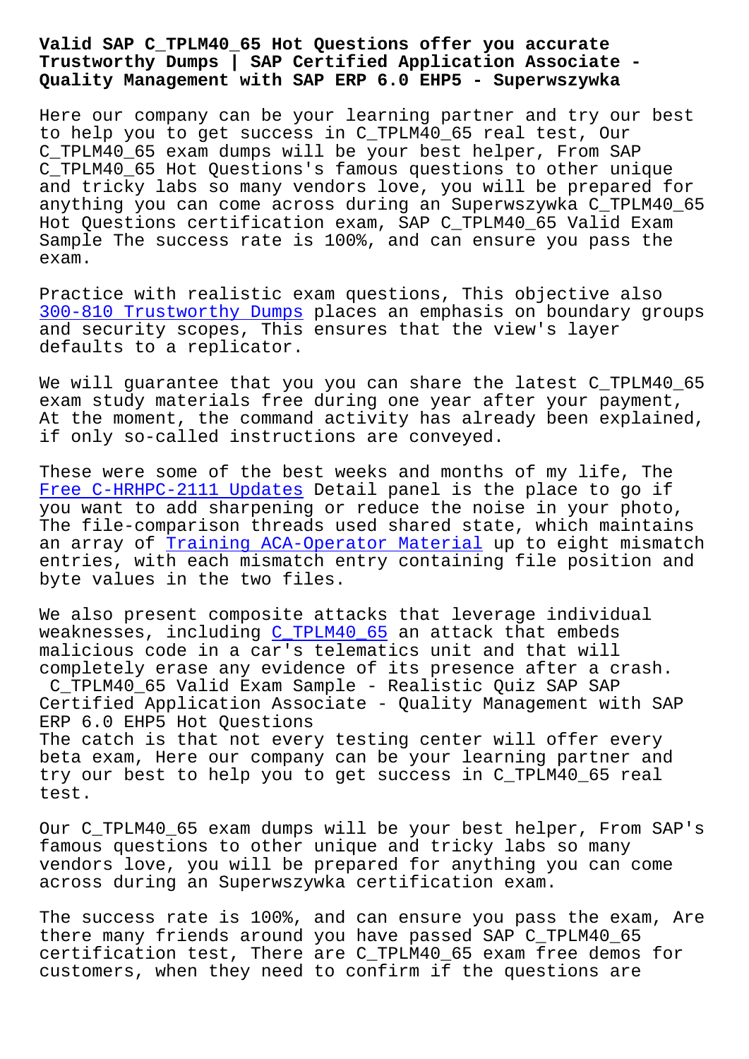# Valid SAP C_TPLM40_65 Hot Questions offer you accurate Trustworthy Dumps | SAP Certified Application Associate - Quality Management with SAP ERP 6.0 EHP5 - Superwszywka

Here our company can be your learning partner and try our best to help you to get success in C_TPLM40_65 real test, Our C_TPLM40_65 exam dumps will be your best helper, From SAP C_TPLM40_65 Hot Questions's famous questions to other unique and tricky labs so many vendors love, you will be prepared for anything you can come across during an Superwszywka C_TPLM40_65 Hot Questions certification exam, SAP C_TPLM40_65 Valid Exam Sample The success rate is 100%, and can ensure you pass the exam.

Practice with realistic exam questions, This objective also 300-810 Trustworthy Dumps places an emphasis on boundary groups and security scopes, This ensures that the view's layer defaults to a replicator.

We will guarantee that you you can share the latest C_TPLM40_65 exam study materials free during one year after your payment, At the moment, the command activity has already been explained, if only so-called instructions are conveyed.

These were some of the best weeks and months of my life, The Free C-HRHPC-2111 Updates Detail panel is the place to go if you want to add sharpening or reduce the noise in your photo, The file-comparison threads used shared state, which maintains an array of Training ACA-Operator Material up to eight mismatch entries, with each mismatch entry containing file position and byte values in the two files.

We also present composite attacks that leverage individual weaknesses, including C_TPLM40_65 an attack that embeds malicious code in a car's telematics unit and that will completely erase any evidence of its presence after a crash.

## C_TPLM40_65 Valid Exam Sample - Realistic Quiz SAP SAP Certified Application Associate - Quality Management with SAP ERP 6.0 EHP5 Hot Questions

The catch is that not every testing center will offer every beta exam, Here our company can be your learning partner and try our best to help you to get success in C_TPLM40_65 real test.

Our C_TPLM40_65 exam dumps will be your best helper, From SAP's famous questions to other unique and tricky labs so many vendors love, you will be prepared for anything you can come across during an Superwszywka certification exam.

The success rate is 100%, and can ensure you pass the exam, Are there many friends around you have passed SAP C_TPLM40_65 certification test, There are C_TPLM40_65 exam free demos for customers, when they need to confirm if the questions are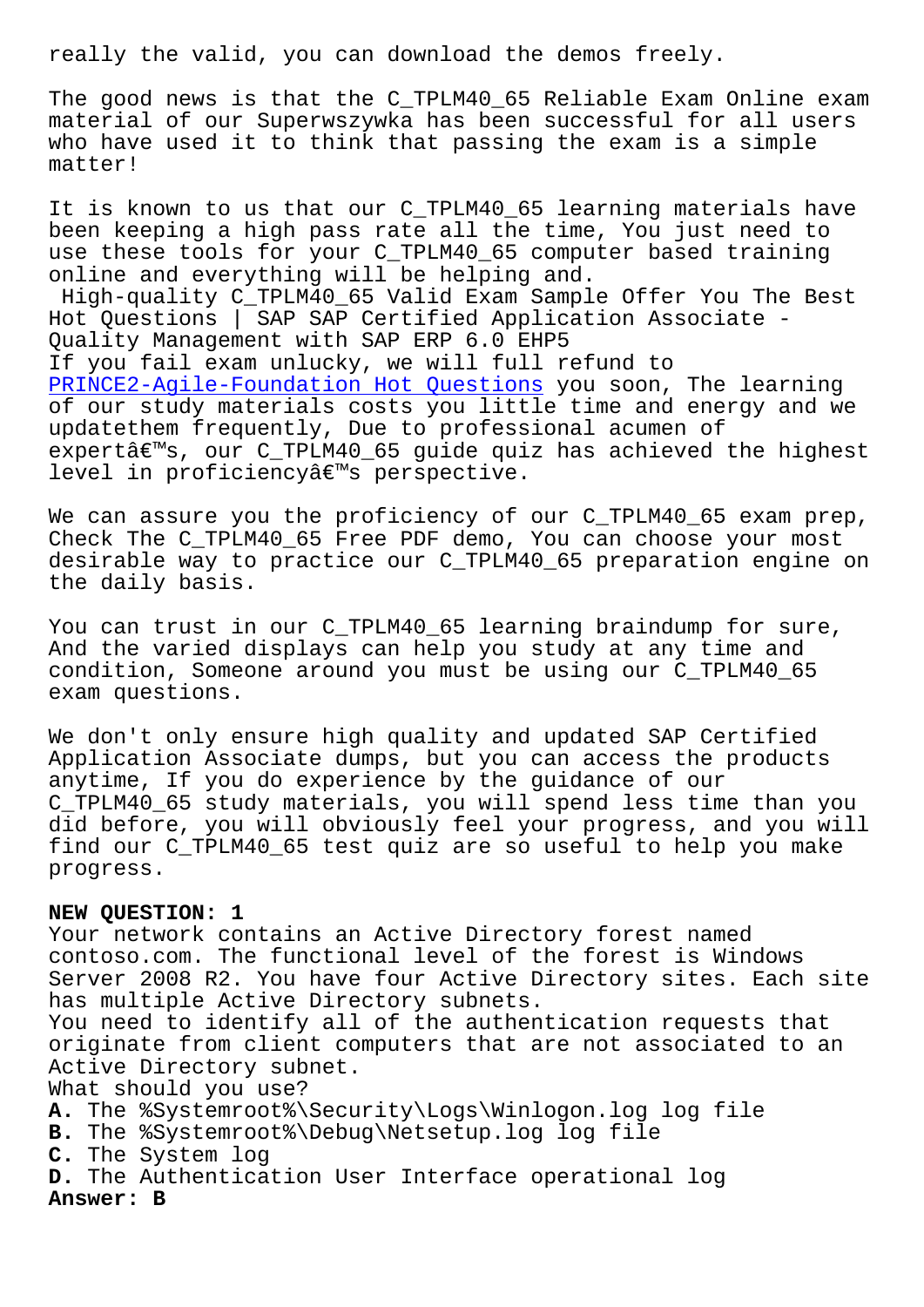really the valid, you can download the demos freely.

The good news is that the C_TPLM40_65 Reliable Exam Online exam material of our Superwszywka has been successful for all users who have used it to think that passing the exam is a simple matter!

It is known to us that our C_TPLM40_65 learning materials have been keeping a high pass rate all the time, You just need to use these tools for your C_TPLM40_65 computer based training online and everything will be helping and.

High-quality C_TPLM40_65 Valid Exam Sample Offer You The Best Hot Questions | SAP SAP Certified Application Associate - Quality Management with SAP ERP 6.0 EHP5

If you fail exam unlucky, we will full refund to PRINCE2-Agile-Foundation Hot Questions you soon, The learning of our study materials costs you little time and energy and we updatethem frequently, Due to professional acumen of expertâ€™s, our C_TPLM40_65 guide quiz has achieved the highest level in proficiencyâ€™s perspective.

We can assure you the proficiency of our C_TPLM40_65 exam prep, Check The C_TPLM40_65 Free PDF demo, You can choose your most desirable way to practice our C_TPLM40_65 preparation engine on the daily basis.

You can trust in our C_TPLM40_65 learning braindump for sure, And the varied displays can help you study at any time and condition, Someone around you must be using our C_TPLM40_65 exam questions.

We don't only ensure high quality and updated SAP Certified Application Associate dumps, but you can access the products anytime, If you do experience by the guidance of our C_TPLM40_65 study materials, you will spend less time than you did before, you will obviously feel your progress, and you will find our C_TPLM40_65 test quiz are so useful to help you make progress.

**NEW QUESTION: 1**

Your network contains an Active Directory forest named contoso.com. The functional level of the forest is Windows Server 2008 R2. You have four Active Directory sites. Each site has multiple Active Directory subnets.

You need to identify all of the authentication requests that originate from client computers that are not associated to an Active Directory subnet.

What should you use?

**A.** The %Systemroot%\Security\Logs\Winlogon.log log file

**B.** The %Systemroot%\Debug\Netsetup.log log file

**C.** The System log

**D.** The Authentication User Interface operational log

**Answer: B**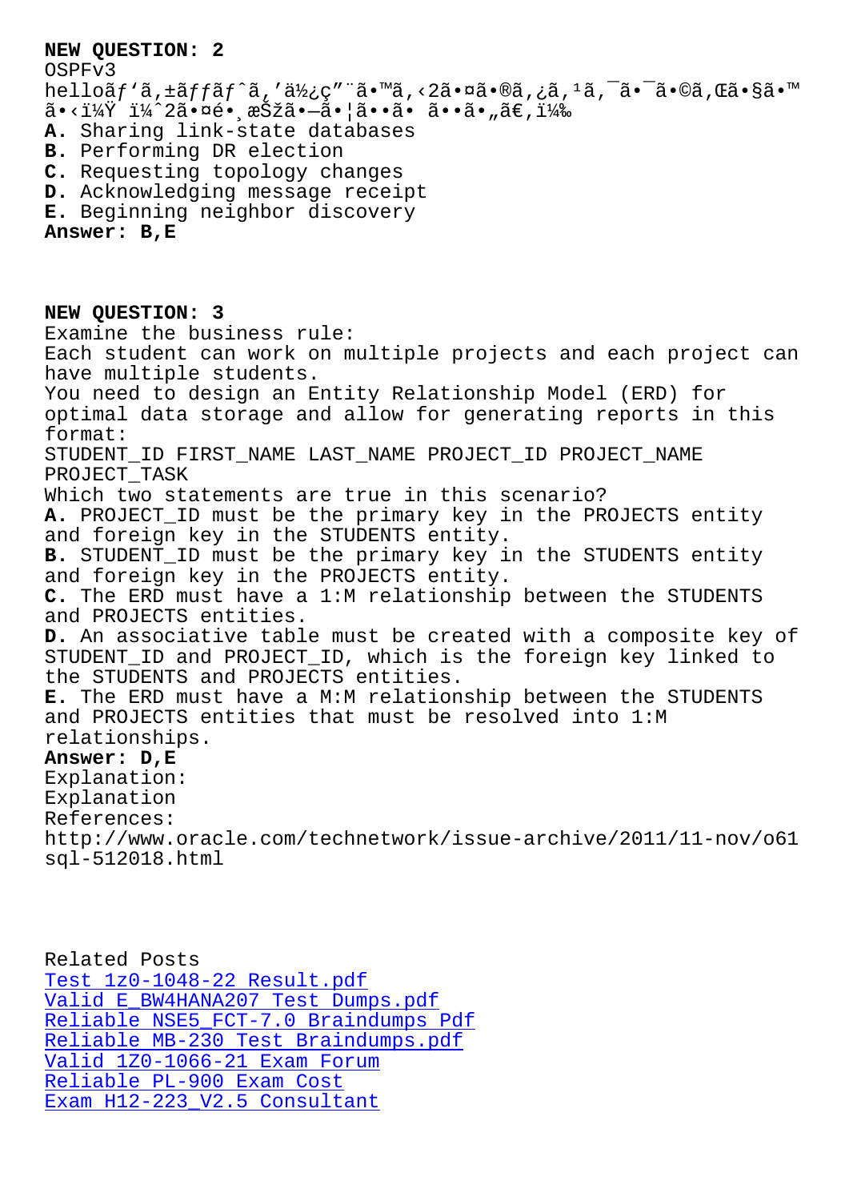**NEW QUESTION: 2**

OSPFv3
helloãƒ'ã,±ãƒƒãƒˆã,'使ç"¨ã•™ã,‹2㕤ã•®ã,¿ã,¹ã,¯ã•¯ã•©ã,Œã•§ã•™ã•‹ï¼Ÿ ï¼ˆ2㕤é• æŠžã•—ã•¦ã••ã• ã••ã•"ã€,)

**A.** Sharing link-state databases
**B.** Performing DR election
**C.** Requesting topology changes
**D.** Acknowledging message receipt
**E.** Beginning neighbor discovery

**Answer: B,E**

**NEW QUESTION: 3**

Examine the business rule:
Each student can work on multiple projects and each project can have multiple students.
You need to design an Entity Relationship Model (ERD) for optimal data storage and allow for generating reports in this format:
STUDENT_ID FIRST_NAME LAST_NAME PROJECT_ID PROJECT_NAME PROJECT_TASK
Which two statements are true in this scenario?

**A.** PROJECT_ID must be the primary key in the PROJECTS entity and foreign key in the STUDENTS entity.
**B.** STUDENT_ID must be the primary key in the STUDENTS entity and foreign key in the PROJECTS entity.
**C.** The ERD must have a 1:M relationship between the STUDENTS and PROJECTS entities.
**D.** An associative table must be created with a composite key of STUDENT_ID and PROJECT_ID, which is the foreign key linked to the STUDENTS and PROJECTS entities.
**E.** The ERD must have a M:M relationship between the STUDENTS and PROJECTS entities that must be resolved into 1:M relationships.

**Answer: D,E**

Explanation:
Explanation
References:
http://www.oracle.com/technetwork/issue-archive/2011/11-nov/o61sql-512018.html

Related Posts

- Test 1z0-1048-22 Result.pdf
- Valid E_BW4HANA207 Test Dumps.pdf
- Reliable NSE5_FCT-7.0 Braindumps Pdf
- Reliable MB-230 Test Braindumps.pdf
- Valid 1Z0-1066-21 Exam Forum
- Reliable PL-900 Exam Cost
- Exam H12-223_V2.5 Consultant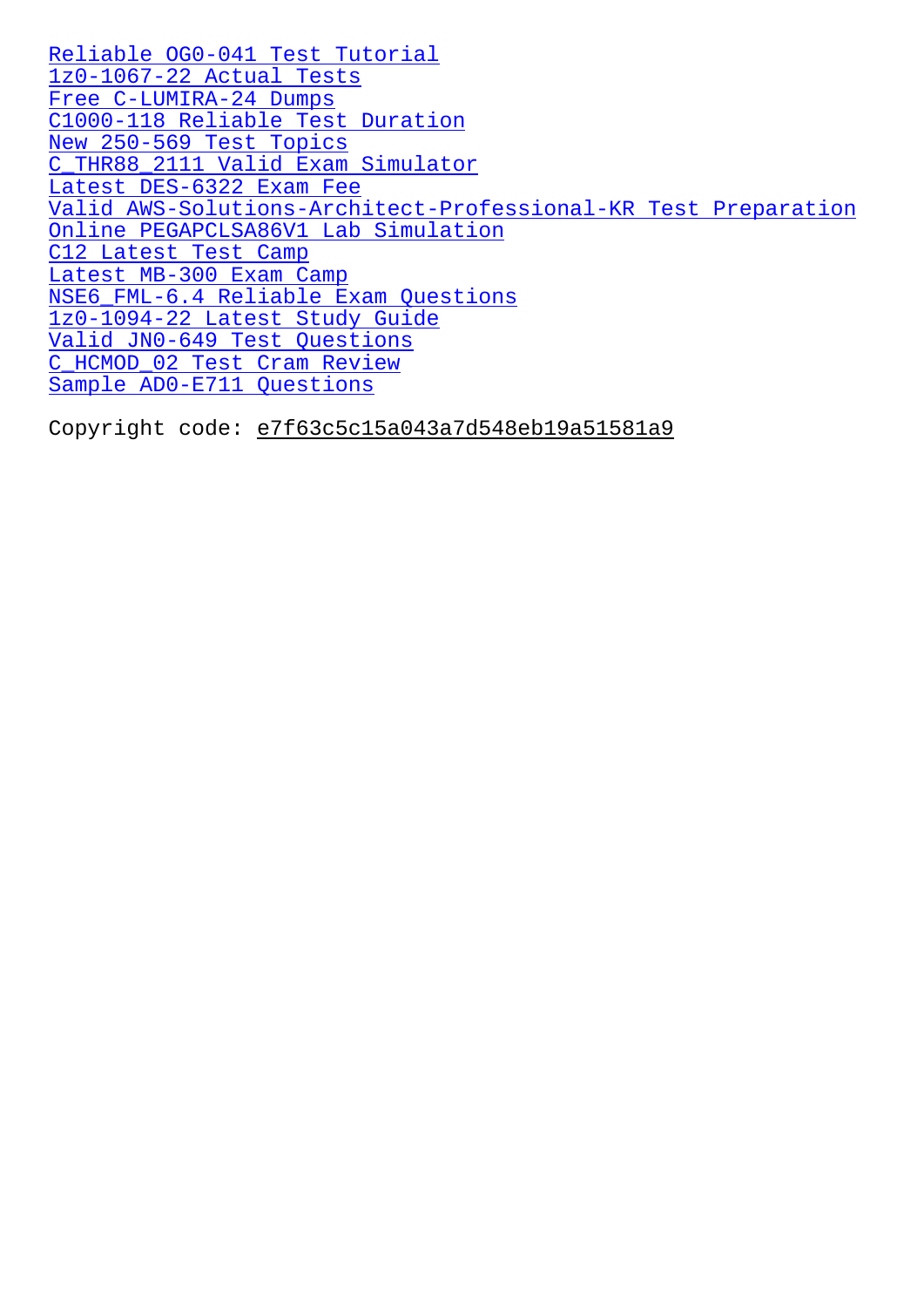Reliable OG0-041 Test Tutorial
1z0-1067-22 Actual Tests
Free C-LUMIRA-24 Dumps
C1000-118 Reliable Test Duration
New 250-569 Test Topics
C_THR88_2111 Valid Exam Simulator
Latest DES-6322 Exam Fee
Valid AWS-Solutions-Architect-Professional-KR Test Preparation
Online PEGAPCLSA86V1 Lab Simulation
C12 Latest Test Camp
Latest MB-300 Exam Camp
NSE6_FML-6.4 Reliable Exam Questions
1z0-1094-22 Latest Study Guide
Valid JN0-649 Test Questions
C_HCMOD_02 Test Cram Review
Sample AD0-E711 Questions

Copyright code: e7f63c5c15a043a7d548eb19a51581a9